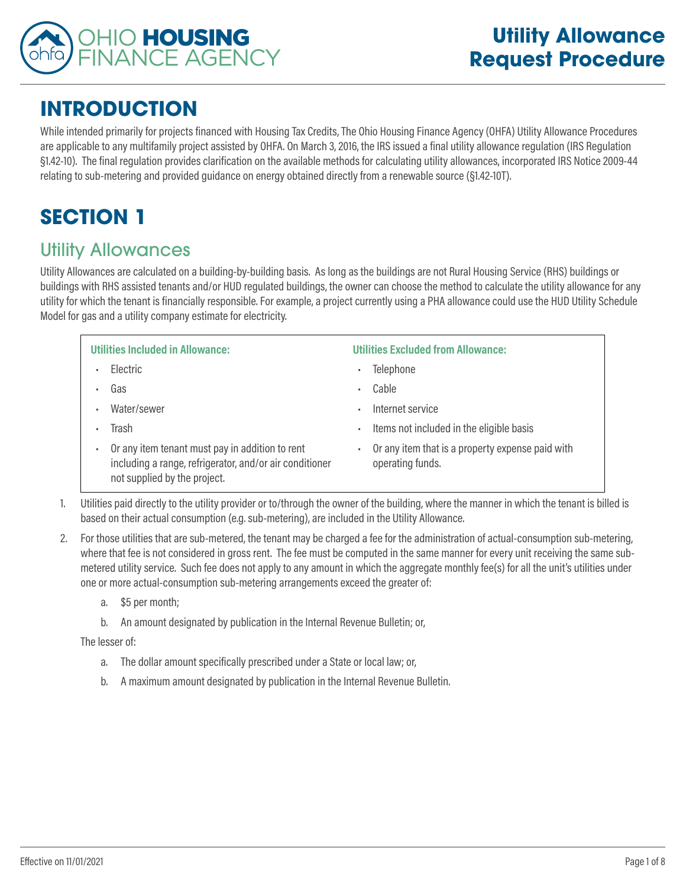# Utility Allowance Request Procedure

## INTRODUCTION

While intended primarily for projects financed with Housing Tax Credits, The Ohio Housing Finance Agency (OHFA) Utility Allowance Procedures are applicable to any multifamily project assisted by OHFA. On March 3, 2016, the IRS issued a final utility allowance regulation (IRS Regulation §1.42-10). The final regulation provides clarification on the available methods for calculating utility allowances, incorporated IRS Notice 2009-44 relating to sub-metering and provided guidance on energy obtained directly from a renewable source (§1.42-10T).

## SECTION 1

### Utility Allowances

Utility Allowances are calculated on a building-by-building basis. As long as the buildings are not Rural Housing Service (RHS) buildings or buildings with RHS assisted tenants and/or HUD regulated buildings, the owner can choose the method to calculate the utility allowance for any utility for which the tenant is financially responsible. For example, a project currently using a PHA allowance could use the HUD Utility Schedule Model for gas and a utility company estimate for electricity.

**Utilities Included in Allowance:**

- Electric
- Gas
- Water/sewer
- Trash
- Or any item tenant must pay in addition to rent including a range, refrigerator, and/or air conditioner not supplied by the project.

**Utilities Excluded from Allowance:**

- Telephone
- Cable
- Internet service
- Items not included in the eligible basis
- Or any item that is a property expense paid with operating funds.

1. Utilities paid directly to the utility provider or to/through the owner of the building, where the manner in which the tenant is billed is based on their actual consumption (e.g. sub-metering), are included in the Utility Allowance.
2. For those utilities that are sub-metered, the tenant may be charged a fee for the administration of actual-consumption sub-metering, where that fee is not considered in gross rent. The fee must be computed in the same manner for every unit receiving the same sub-metered utility service. Such fee does not apply to any amount in which the aggregate monthly fee(s) for all the unit's utilities under one or more actual-consumption sub-metering arrangements exceed the greater of:
   a. $5 per month;
   b. An amount designated by publication in the Internal Revenue Bulletin; or,

   The lesser of:

   a. The dollar amount specifically prescribed under a State or local law; or,
   b. A maximum amount designated by publication in the Internal Revenue Bulletin.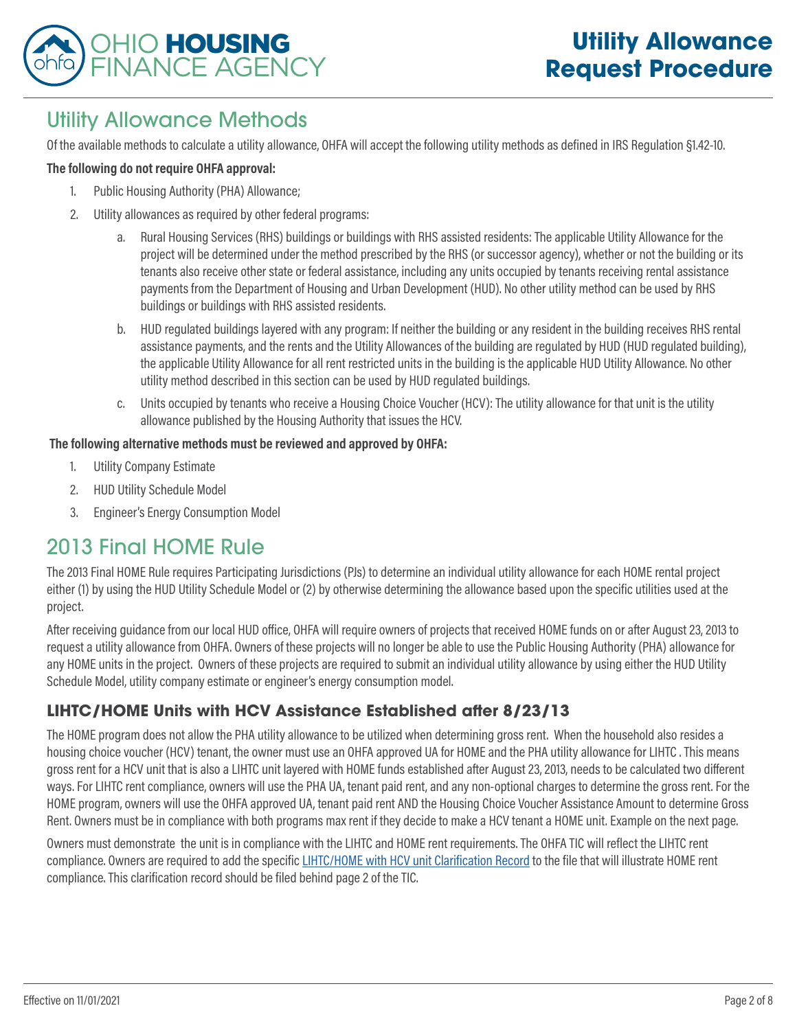## Utility Allowance Methods

Of the available methods to calculate a utility allowance, OHFA will accept the following utility methods as defined in IRS Regulation §1.42-10.

**The following do not require OHFA approval:**

1. Public Housing Authority (PHA) Allowance;
2. Utility allowances as required by other federal programs:
    a. Rural Housing Services (RHS) buildings or buildings with RHS assisted residents: The applicable Utility Allowance for the project will be determined under the method prescribed by the RHS (or successor agency), whether or not the building or its tenants also receive other state or federal assistance, including any units occupied by tenants receiving rental assistance payments from the Department of Housing and Urban Development (HUD). No other utility method can be used by RHS buildings or buildings with RHS assisted residents.
    b. HUD regulated buildings layered with any program: If neither the building or any resident in the building receives RHS rental assistance payments, and the rents and the Utility Allowances of the building are regulated by HUD (HUD regulated building), the applicable Utility Allowance for all rent restricted units in the building is the applicable HUD Utility Allowance. No other utility method described in this section can be used by HUD regulated buildings.
    c. Units occupied by tenants who receive a Housing Choice Voucher (HCV): The utility allowance for that unit is the utility allowance published by the Housing Authority that issues the HCV.

**The following alternative methods must be reviewed and approved by OHFA:**

1. Utility Company Estimate
2. HUD Utility Schedule Model
3. Engineer's Energy Consumption Model

## 2013 Final HOME Rule

The 2013 Final HOME Rule requires Participating Jurisdictions (PJs) to determine an individual utility allowance for each HOME rental project either (1) by using the HUD Utility Schedule Model or (2) by otherwise determining the allowance based upon the specific utilities used at the project.

After receiving guidance from our local HUD office, OHFA will require owners of projects that received HOME funds on or after August 23, 2013 to request a utility allowance from OHFA. Owners of these projects will no longer be able to use the Public Housing Authority (PHA) allowance for any HOME units in the project. Owners of these projects are required to submit an individual utility allowance by using either the HUD Utility Schedule Model, utility company estimate or engineer's energy consumption model.

### LIHTC/HOME Units with HCV Assistance Established after 8/23/13

The HOME program does not allow the PHA utility allowance to be utilized when determining gross rent. When the household also resides a housing choice voucher (HCV) tenant, the owner must use an OHFA approved UA for HOME and the PHA utility allowance for LIHTC . This means gross rent for a HCV unit that is also a LIHTC unit layered with HOME funds established after August 23, 2013, needs to be calculated two different ways. For LIHTC rent compliance, owners will use the PHA UA, tenant paid rent, and any non-optional charges to determine the gross rent. For the HOME program, owners will use the OHFA approved UA, tenant paid rent AND the Housing Choice Voucher Assistance Amount to determine Gross Rent. Owners must be in compliance with both programs max rent if they decide to make a HCV tenant a HOME unit. Example on the next page.

Owners must demonstrate the unit is in compliance with the LIHTC and HOME rent requirements. The OHFA TIC will reflect the LIHTC rent compliance. Owners are required to add the specific LIHTC/HOME with HCV unit Clarification Record to the file that will illustrate HOME rent compliance. This clarification record should be filed behind page 2 of the TIC.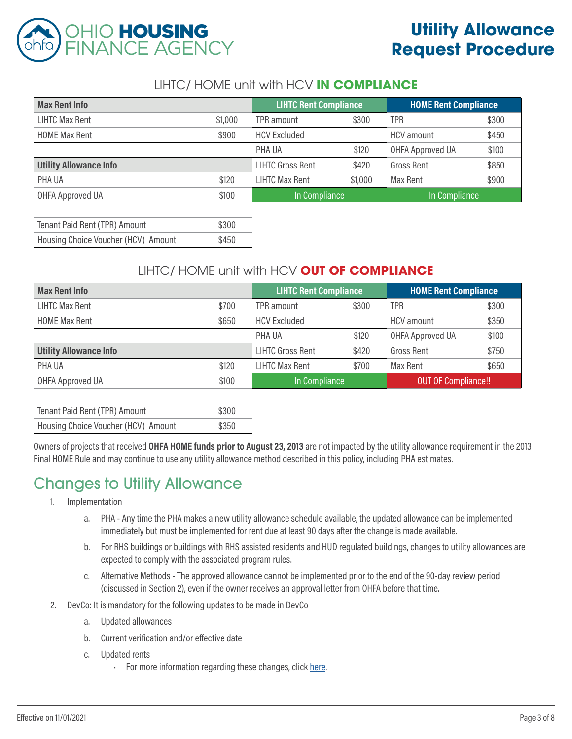### LIHTC/ HOME unit with HCV **IN COMPLIANCE**

| Max Rent Info | | LIHTC Rent Compliance | | HOME Rent Compliance | |
|---|---|---|---|---|---|
| LIHTC Max Rent | $1,000 | TPR amount | $300 | TPR | $300 |
| HOME Max Rent | $900 | HCV Excluded | | HCV amount | $450 |
| | | PHA UA | $120 | OHFA Approved UA | $100 |
| **Utility Allowance Info** | | LIHTC Gross Rent | $420 | Gross Rent | $850 |
| PHA UA | $120 | LIHTC Max Rent | $1,000 | Max Rent | $900 |
| OHFA Approved UA | $100 | In Compliance | | In Compliance | |

| | |
|---|---|
| Tenant Paid Rent (TPR) Amount | $300 |
| Housing Choice Voucher (HCV) Amount | $450 |

### LIHTC/ HOME unit with HCV **OUT OF COMPLIANCE**

| Max Rent Info | | LIHTC Rent Compliance | | HOME Rent Compliance | |
|---|---|---|---|---|---|
| LIHTC Max Rent | $700 | TPR amount | $300 | TPR | $300 |
| HOME Max Rent | $650 | HCV Excluded | | HCV amount | $350 |
| | | PHA UA | $120 | OHFA Approved UA | $100 |
| **Utility Allowance Info** | | LIHTC Gross Rent | $420 | Gross Rent | $750 |
| PHA UA | $120 | LIHTC Max Rent | $700 | Max Rent | $650 |
| OHFA Approved UA | $100 | In Compliance | | OUT OF Compliance!! | |

| | |
|---|---|
| Tenant Paid Rent (TPR) Amount | $300 |
| Housing Choice Voucher (HCV) Amount | $350 |

Owners of projects that received **OHFA HOME funds prior to August 23, 2013** are not impacted by the utility allowance requirement in the 2013 Final HOME Rule and may continue to use any utility allowance method described in this policy, including PHA estimates.

## Changes to Utility Allowance

1. Implementation
   a. PHA - Any time the PHA makes a new utility allowance schedule available, the updated allowance can be implemented immediately but must be implemented for rent due at least 90 days after the change is made available.
   b. For RHS buildings or buildings with RHS assisted residents and HUD regulated buildings, changes to utility allowances are expected to comply with the associated program rules.
   c. Alternative Methods - The approved allowance cannot be implemented prior to the end of the 90-day review period (discussed in Section 2), even if the owner receives an approval letter from OHFA before that time.
2. DevCo: It is mandatory for the following updates to be made in DevCo
   a. Updated allowances
   b. Current verification and/or effective date
   c. Updated rents
      - For more information regarding these changes, click here.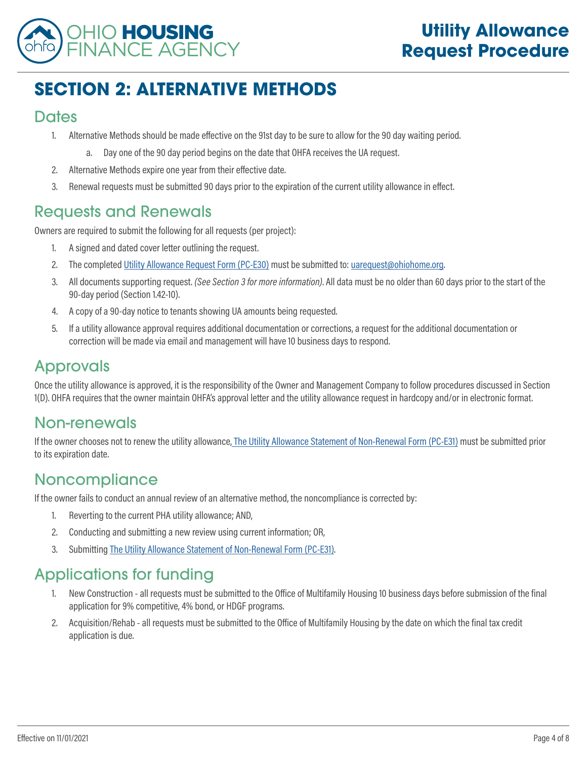# SECTION 2: ALTERNATIVE METHODS

## Dates

1. Alternative Methods should be made effective on the 91st day to be sure to allow for the 90 day waiting period.
   a. Day one of the 90 day period begins on the date that OHFA receives the UA request.
2. Alternative Methods expire one year from their effective date.
3. Renewal requests must be submitted 90 days prior to the expiration of the current utility allowance in effect.

## Requests and Renewals

Owners are required to submit the following for all requests (per project):

1. A signed and dated cover letter outlining the request.
2. The completed Utility Allowance Request Form (PC-E30) must be submitted to: uarequest@ohiohome.org.
3. All documents supporting request. *(See Section 3 for more information)*. All data must be no older than 60 days prior to the start of the 90-day period (Section 1.42-10).
4. A copy of a 90-day notice to tenants showing UA amounts being requested.
5. If a utility allowance approval requires additional documentation or corrections, a request for the additional documentation or correction will be made via email and management will have 10 business days to respond.

## Approvals

Once the utility allowance is approved, it is the responsibility of the Owner and Management Company to follow procedures discussed in Section 1(D). OHFA requires that the owner maintain OHFA's approval letter and the utility allowance request in hardcopy and/or in electronic format.

## Non-renewals

If the owner chooses not to renew the utility allowance, The Utility Allowance Statement of Non-Renewal Form (PC-E31) must be submitted prior to its expiration date.

## Noncompliance

If the owner fails to conduct an annual review of an alternative method, the noncompliance is corrected by:

1. Reverting to the current PHA utility allowance; AND,
2. Conducting and submitting a new review using current information; OR,
3. Submitting The Utility Allowance Statement of Non-Renewal Form (PC-E31).

## Applications for funding

1. New Construction - all requests must be submitted to the Office of Multifamily Housing 10 business days before submission of the final application for 9% competitive, 4% bond, or HDGF programs.
2. Acquisition/Rehab - all requests must be submitted to the Office of Multifamily Housing by the date on which the final tax credit application is due.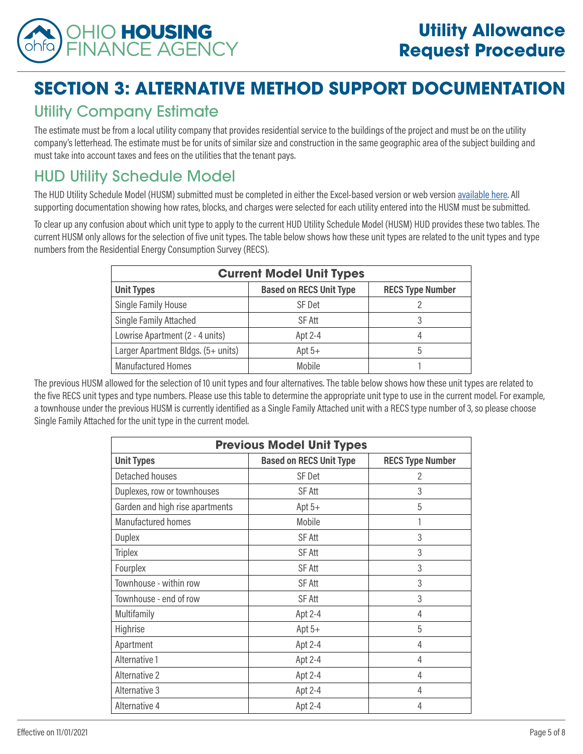# SECTION 3: ALTERNATIVE METHOD SUPPORT DOCUMENTATION

## Utility Company Estimate

The estimate must be from a local utility company that provides residential service to the buildings of the project and must be on the utility company's letterhead. The estimate must be for units of similar size and construction in the same geographic area of the subject building and must take into account taxes and fees on the utilities that the tenant pays.

## HUD Utility Schedule Model

The HUD Utility Schedule Model (HUSM) submitted must be completed in either the Excel-based version or web version available here. All supporting documentation showing how rates, blocks, and charges were selected for each utility entered into the HUSM must be submitted.

To clear up any confusion about which unit type to apply to the current HUD Utility Schedule Model (HUSM) HUD provides these two tables. The current HUSM only allows for the selection of five unit types. The table below shows how these unit types are related to the unit types and type numbers from the Residential Energy Consumption Survey (RECS).

| Current Model Unit Types | | |
|---|---|---|
| **Unit Types** | **Based on RECS Unit Type** | **RECS Type Number** |
| Single Family House | SF Det | 2 |
| Single Family Attached | SF Att | 3 |
| Lowrise Apartment (2 - 4 units) | Apt 2-4 | 4 |
| Larger Apartment Bldgs. (5+ units) | Apt 5+ | 5 |
| Manufactured Homes | Mobile | 1 |

The previous HUSM allowed for the selection of 10 unit types and four alternatives. The table below shows how these unit types are related to the five RECS unit types and type numbers. Please use this table to determine the appropriate unit type to use in the current model. For example, a townhouse under the previous HUSM is currently identified as a Single Family Attached unit with a RECS type number of 3, so please choose Single Family Attached for the unit type in the current model.

| Previous Model Unit Types | | |
|---|---|---|
| **Unit Types** | **Based on RECS Unit Type** | **RECS Type Number** |
| Detached houses | SF Det | 2 |
| Duplexes, row or townhouses | SF Att | 3 |
| Garden and high rise apartments | Apt 5+ | 5 |
| Manufactured homes | Mobile | 1 |
| Duplex | SF Att | 3 |
| Triplex | SF Att | 3 |
| Fourplex | SF Att | 3 |
| Townhouse - within row | SF Att | 3 |
| Townhouse - end of row | SF Att | 3 |
| Multifamily | Apt 2-4 | 4 |
| Highrise | Apt 5+ | 5 |
| Apartment | Apt 2-4 | 4 |
| Alternative 1 | Apt 2-4 | 4 |
| Alternative 2 | Apt 2-4 | 4 |
| Alternative 3 | Apt 2-4 | 4 |
| Alternative 4 | Apt 2-4 | 4 |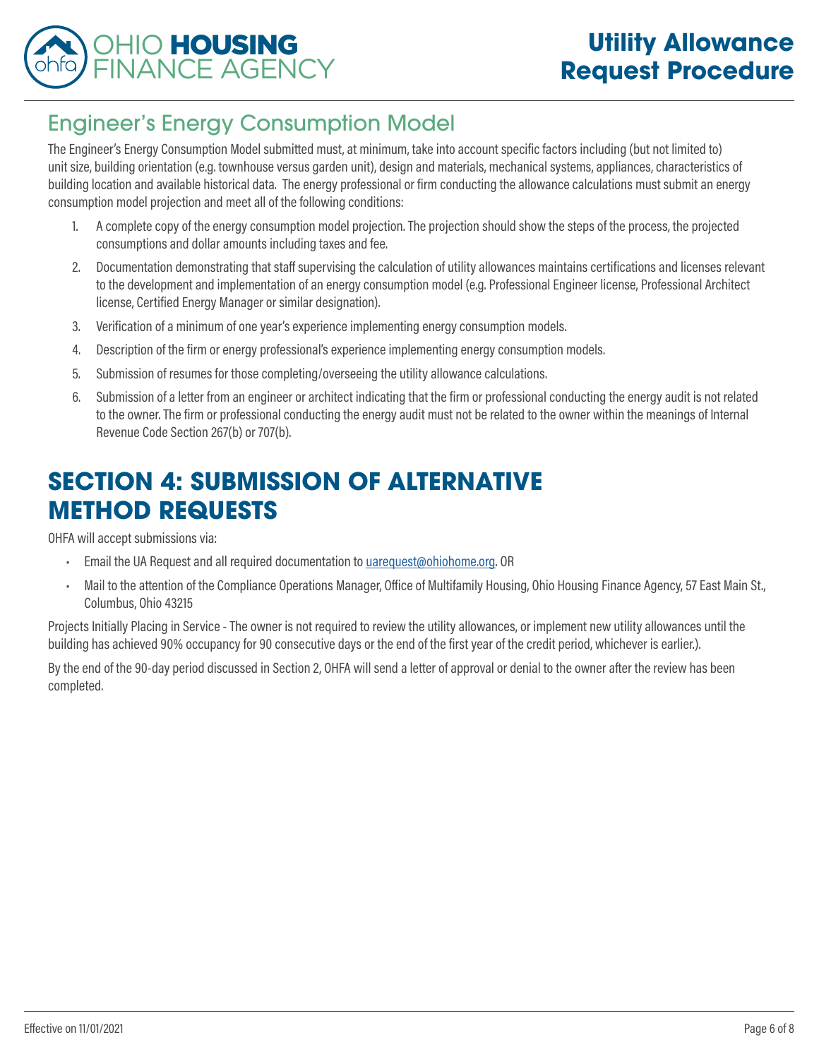## Engineer's Energy Consumption Model

The Engineer's Energy Consumption Model submitted must, at minimum, take into account specific factors including (but not limited to) unit size, building orientation (e.g. townhouse versus garden unit), design and materials, mechanical systems, appliances, characteristics of building location and available historical data. The energy professional or firm conducting the allowance calculations must submit an energy consumption model projection and meet all of the following conditions:

1. A complete copy of the energy consumption model projection. The projection should show the steps of the process, the projected consumptions and dollar amounts including taxes and fee.
2. Documentation demonstrating that staff supervising the calculation of utility allowances maintains certifications and licenses relevant to the development and implementation of an energy consumption model (e.g. Professional Engineer license, Professional Architect license, Certified Energy Manager or similar designation).
3. Verification of a minimum of one year's experience implementing energy consumption models.
4. Description of the firm or energy professional's experience implementing energy consumption models.
5. Submission of resumes for those completing/overseeing the utility allowance calculations.
6. Submission of a letter from an engineer or architect indicating that the firm or professional conducting the energy audit is not related to the owner. The firm or professional conducting the energy audit must not be related to the owner within the meanings of Internal Revenue Code Section 267(b) or 707(b).

# SECTION 4: SUBMISSION OF ALTERNATIVE METHOD REQUESTS

OHFA will accept submissions via:

- Email the UA Request and all required documentation to uarequest@ohiohome.org. OR
- Mail to the attention of the Compliance Operations Manager, Office of Multifamily Housing, Ohio Housing Finance Agency, 57 East Main St., Columbus, Ohio 43215

Projects Initially Placing in Service - The owner is not required to review the utility allowances, or implement new utility allowances until the building has achieved 90% occupancy for 90 consecutive days or the end of the first year of the credit period, whichever is earlier.).

By the end of the 90-day period discussed in Section 2, OHFA will send a letter of approval or denial to the owner after the review has been completed.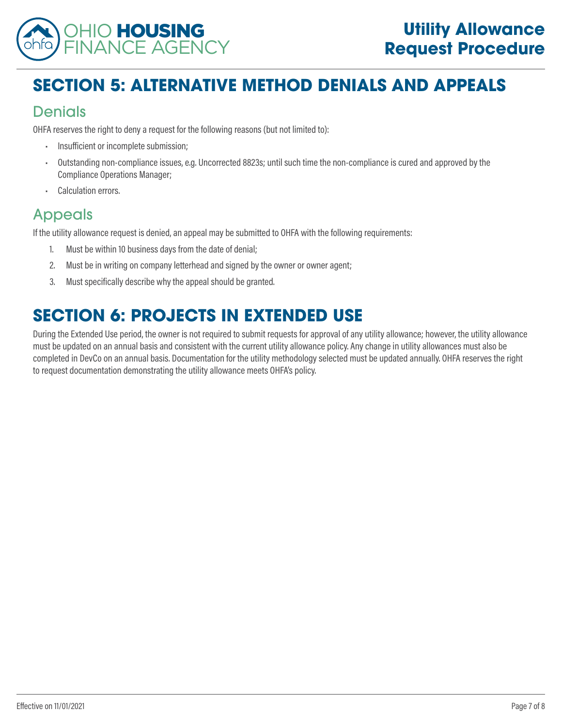# SECTION 5: ALTERNATIVE METHOD DENIALS AND APPEALS

## Denials

OHFA reserves the right to deny a request for the following reasons (but not limited to):

- Insufficient or incomplete submission;
- Outstanding non-compliance issues, e.g. Uncorrected 8823s; until such time the non-compliance is cured and approved by the Compliance Operations Manager;
- Calculation errors.

## Appeals

If the utility allowance request is denied, an appeal may be submitted to OHFA with the following requirements:

1. Must be within 10 business days from the date of denial;
2. Must be in writing on company letterhead and signed by the owner or owner agent;
3. Must specifically describe why the appeal should be granted.

# SECTION 6: PROJECTS IN EXTENDED USE

During the Extended Use period, the owner is not required to submit requests for approval of any utility allowance; however, the utility allowance must be updated on an annual basis and consistent with the current utility allowance policy. Any change in utility allowances must also be completed in DevCo on an annual basis. Documentation for the utility methodology selected must be updated annually. OHFA reserves the right to request documentation demonstrating the utility allowance meets OHFA's policy.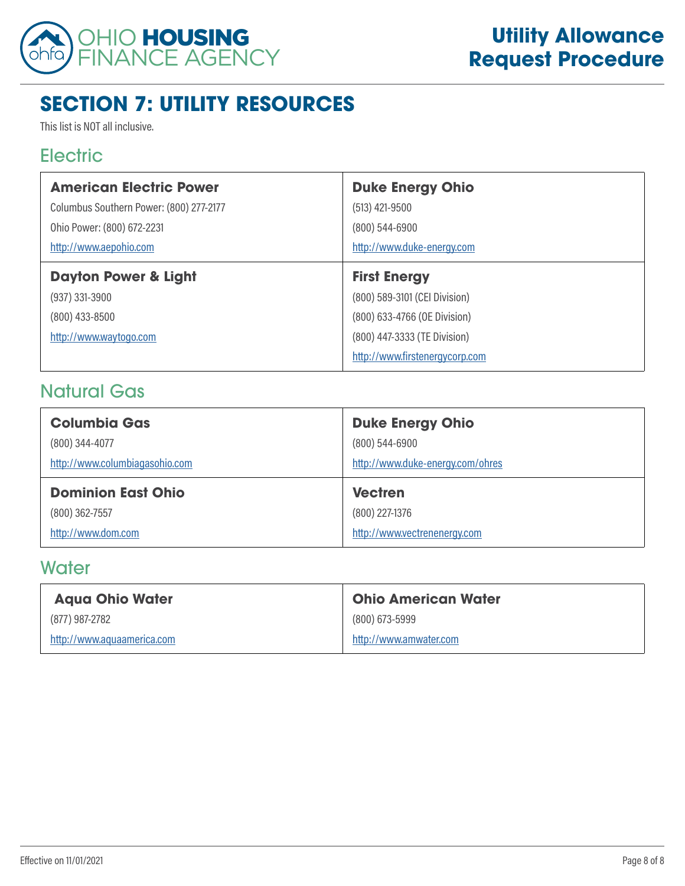# SECTION 7: UTILITY RESOURCES

This list is NOT all inclusive.

## Electric

| | |
|---|---|
| **American Electric Power**<br>Columbus Southern Power: (800) 277-2177<br>Ohio Power: (800) 672-2231<br>http://www.aepohio.com | **Duke Energy Ohio**<br>(513) 421-9500<br>(800) 544-6900<br>http://www.duke-energy.com |
| **Dayton Power & Light**<br>(937) 331-3900<br>(800) 433-8500<br>http://www.waytogo.com | **First Energy**<br>(800) 589-3101 (CEI Division)<br>(800) 633-4766 (OE Division)<br>(800) 447-3333 (TE Division)<br>http://www.firstenergycorp.com |

## Natural Gas

| | |
|---|---|
| **Columbia Gas**<br>(800) 344-4077<br>http://www.columbiagasohio.com | **Duke Energy Ohio**<br>(800) 544-6900<br>http://www.duke-energy.com/ohres |
| **Dominion East Ohio**<br>(800) 362-7557<br>http://www.dom.com | **Vectren**<br>(800) 227-1376<br>http://www.vectrenenergy.com |

## Water

| | |
|---|---|
| **Aqua Ohio Water**<br>(877) 987-2782<br>http://www.aquaamerica.com | **Ohio American Water**<br>(800) 673-5999<br>http://www.amwater.com |